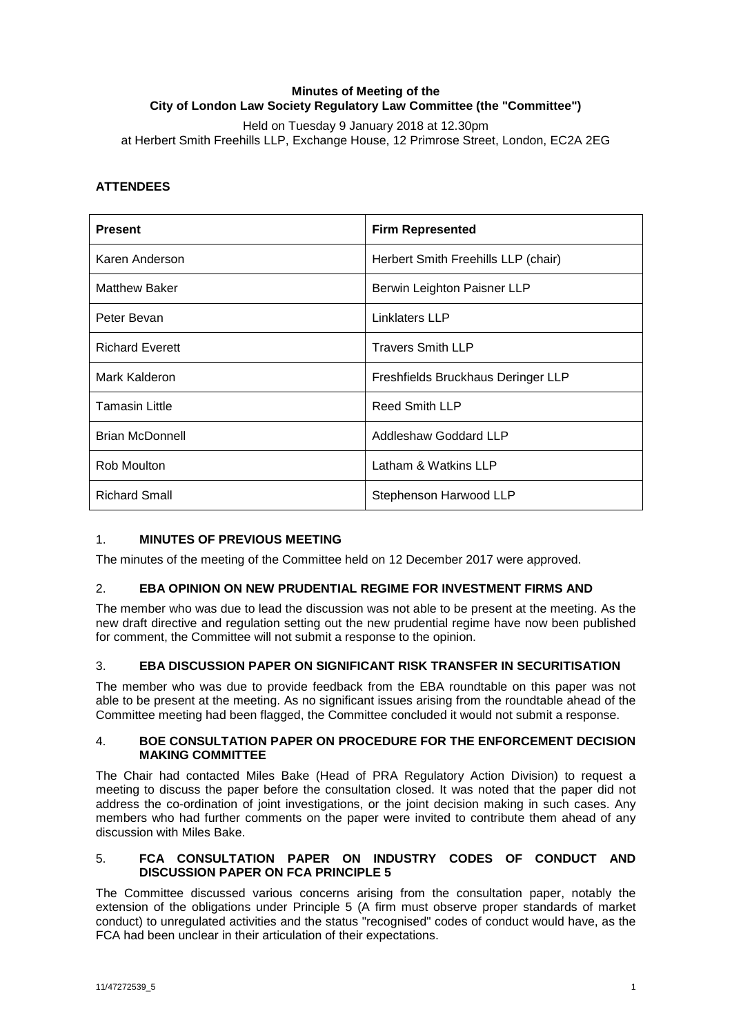**Minutes of Meeting of the**
**City of London Law Society Regulatory Law Committee (the "Committee")**

Held on Tuesday 9 January 2018 at 12.30pm
at Herbert Smith Freehills LLP, Exchange House, 12 Primrose Street, London, EC2A 2EG

## ATTENDEES

| Present | Firm Represented |
|---|---|
| Karen Anderson | Herbert Smith Freehills LLP (chair) |
| Matthew Baker | Berwin Leighton Paisner LLP |
| Peter Bevan | Linklaters LLP |
| Richard Everett | Travers Smith LLP |
| Mark Kalderon | Freshfields Bruckhaus Deringer LLP |
| Tamasin Little | Reed Smith LLP |
| Brian McDonnell | Addleshaw Goddard LLP |
| Rob Moulton | Latham & Watkins LLP |
| Richard Small | Stephenson Harwood LLP |

## 1. MINUTES OF PREVIOUS MEETING

The minutes of the meeting of the Committee held on 12 December 2017 were approved.

## 2. EBA OPINION ON NEW PRUDENTIAL REGIME FOR INVESTMENT FIRMS AND

The member who was due to lead the discussion was not able to be present at the meeting. As the new draft directive and regulation setting out the new prudential regime have now been published for comment, the Committee will not submit a response to the opinion.

## 3. EBA DISCUSSION PAPER ON SIGNIFICANT RISK TRANSFER IN SECURITISATION

The member who was due to provide feedback from the EBA roundtable on this paper was not able to be present at the meeting. As no significant issues arising from the roundtable ahead of the Committee meeting had been flagged, the Committee concluded it would not submit a response.

## 4. BOE CONSULTATION PAPER ON PROCEDURE FOR THE ENFORCEMENT DECISION MAKING COMMITTEE

The Chair had contacted Miles Bake (Head of PRA Regulatory Action Division) to request a meeting to discuss the paper before the consultation closed. It was noted that the paper did not address the co-ordination of joint investigations, or the joint decision making in such cases. Any members who had further comments on the paper were invited to contribute them ahead of any discussion with Miles Bake.

## 5. FCA CONSULTATION PAPER ON INDUSTRY CODES OF CONDUCT AND DISCUSSION PAPER ON FCA PRINCIPLE 5

The Committee discussed various concerns arising from the consultation paper, notably the extension of the obligations under Principle 5 (A firm must observe proper standards of market conduct) to unregulated activities and the status "recognised" codes of conduct would have, as the FCA had been unclear in their articulation of their expectations.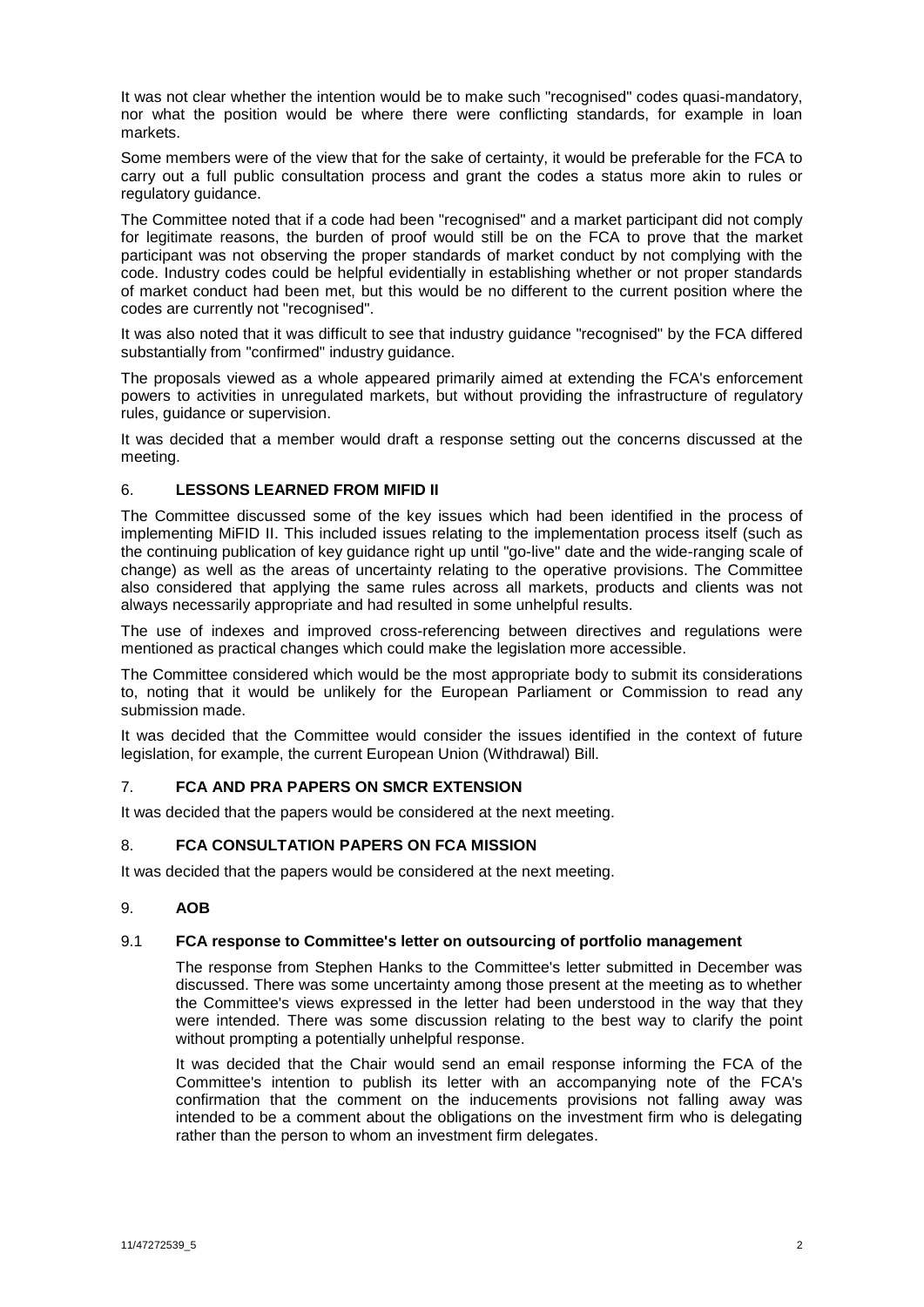It was not clear whether the intention would be to make such "recognised" codes quasi-mandatory, nor what the position would be where there were conflicting standards, for example in loan markets.

Some members were of the view that for the sake of certainty, it would be preferable for the FCA to carry out a full public consultation process and grant the codes a status more akin to rules or regulatory guidance.

The Committee noted that if a code had been "recognised" and a market participant did not comply for legitimate reasons, the burden of proof would still be on the FCA to prove that the market participant was not observing the proper standards of market conduct by not complying with the code. Industry codes could be helpful evidentially in establishing whether or not proper standards of market conduct had been met, but this would be no different to the current position where the codes are currently not "recognised".

It was also noted that it was difficult to see that industry guidance "recognised" by the FCA differed substantially from "confirmed" industry guidance.

The proposals viewed as a whole appeared primarily aimed at extending the FCA's enforcement powers to activities in unregulated markets, but without providing the infrastructure of regulatory rules, guidance or supervision.

It was decided that a member would draft a response setting out the concerns discussed at the meeting.

## 6. LESSONS LEARNED FROM MIFID II

The Committee discussed some of the key issues which had been identified in the process of implementing MiFID II. This included issues relating to the implementation process itself (such as the continuing publication of key guidance right up until "go-live" date and the wide-ranging scale of change) as well as the areas of uncertainty relating to the operative provisions. The Committee also considered that applying the same rules across all markets, products and clients was not always necessarily appropriate and had resulted in some unhelpful results.

The use of indexes and improved cross-referencing between directives and regulations were mentioned as practical changes which could make the legislation more accessible.

The Committee considered which would be the most appropriate body to submit its considerations to, noting that it would be unlikely for the European Parliament or Commission to read any submission made.

It was decided that the Committee would consider the issues identified in the context of future legislation, for example, the current European Union (Withdrawal) Bill.

## 7. FCA AND PRA PAPERS ON SMCR EXTENSION

It was decided that the papers would be considered at the next meeting.

## 8. FCA CONSULTATION PAPERS ON FCA MISSION

It was decided that the papers would be considered at the next meeting.

## 9. AOB

### 9.1 FCA response to Committee's letter on outsourcing of portfolio management

The response from Stephen Hanks to the Committee's letter submitted in December was discussed. There was some uncertainty among those present at the meeting as to whether the Committee's views expressed in the letter had been understood in the way that they were intended. There was some discussion relating to the best way to clarify the point without prompting a potentially unhelpful response.

It was decided that the Chair would send an email response informing the FCA of the Committee's intention to publish its letter with an accompanying note of the FCA's confirmation that the comment on the inducements provisions not falling away was intended to be a comment about the obligations on the investment firm who is delegating rather than the person to whom an investment firm delegates.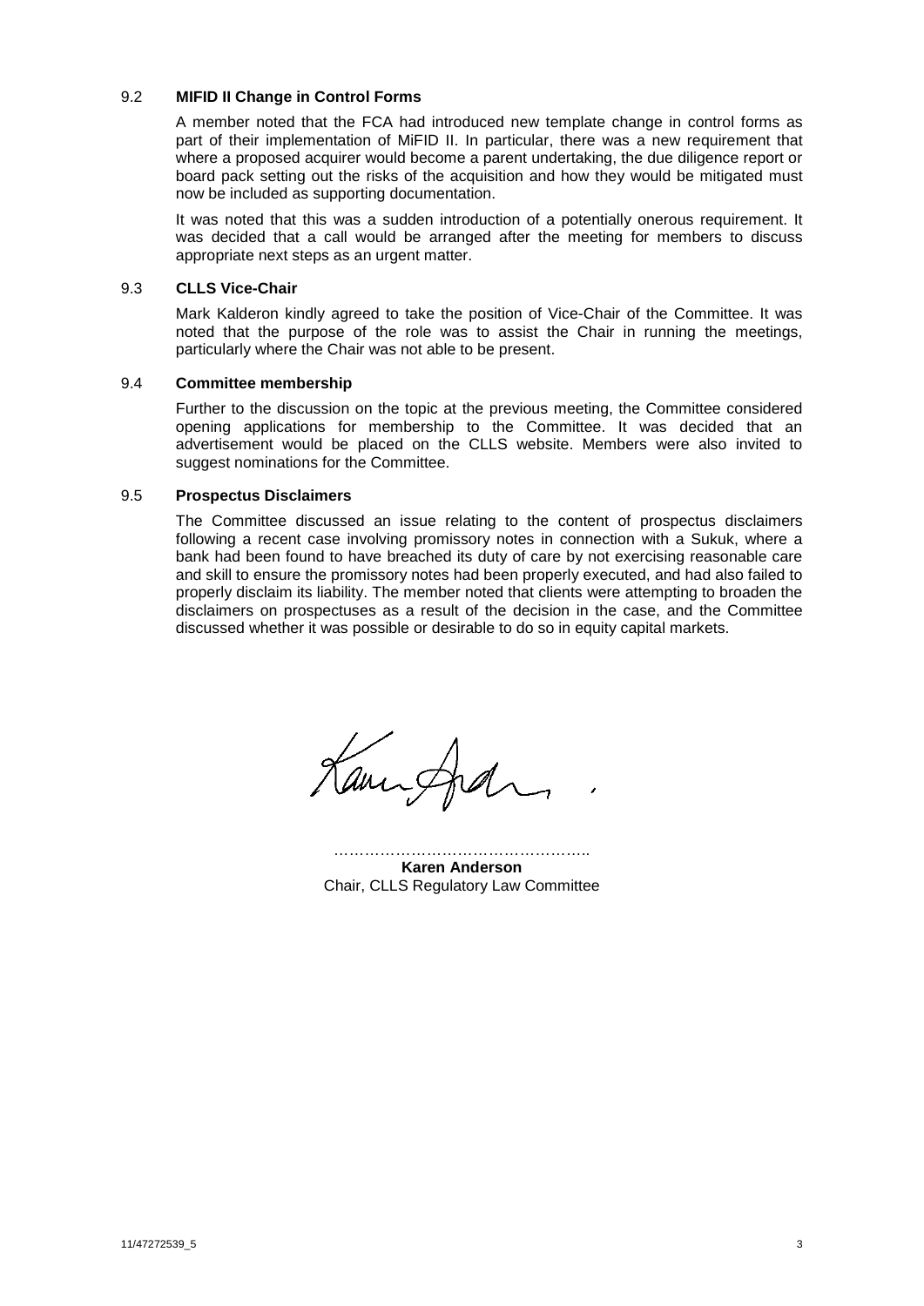### 9.2 MIFID II Change in Control Forms

A member noted that the FCA had introduced new template change in control forms as part of their implementation of MiFID II. In particular, there was a new requirement that where a proposed acquirer would become a parent undertaking, the due diligence report or board pack setting out the risks of the acquisition and how they would be mitigated must now be included as supporting documentation.

It was noted that this was a sudden introduction of a potentially onerous requirement. It was decided that a call would be arranged after the meeting for members to discuss appropriate next steps as an urgent matter.

### 9.3 CLLS Vice-Chair

Mark Kalderon kindly agreed to take the position of Vice-Chair of the Committee. It was noted that the purpose of the role was to assist the Chair in running the meetings, particularly where the Chair was not able to be present.

### 9.4 Committee membership

Further to the discussion on the topic at the previous meeting, the Committee considered opening applications for membership to the Committee. It was decided that an advertisement would be placed on the CLLS website. Members were also invited to suggest nominations for the Committee.

### 9.5 Prospectus Disclaimers

The Committee discussed an issue relating to the content of prospectus disclaimers following a recent case involving promissory notes in connection with a Sukuk, where a bank had been found to have breached its duty of care by not exercising reasonable care and skill to ensure the promissory notes had been properly executed, and had also failed to properly disclaim its liability. The member noted that clients were attempting to broaden the disclaimers on prospectuses as a result of the decision in the case, and the Committee discussed whether it was possible or desirable to do so in equity capital markets.

…………………………………………..

**Karen Anderson**

Chair, CLLS Regulatory Law Committee

11/47272539_5